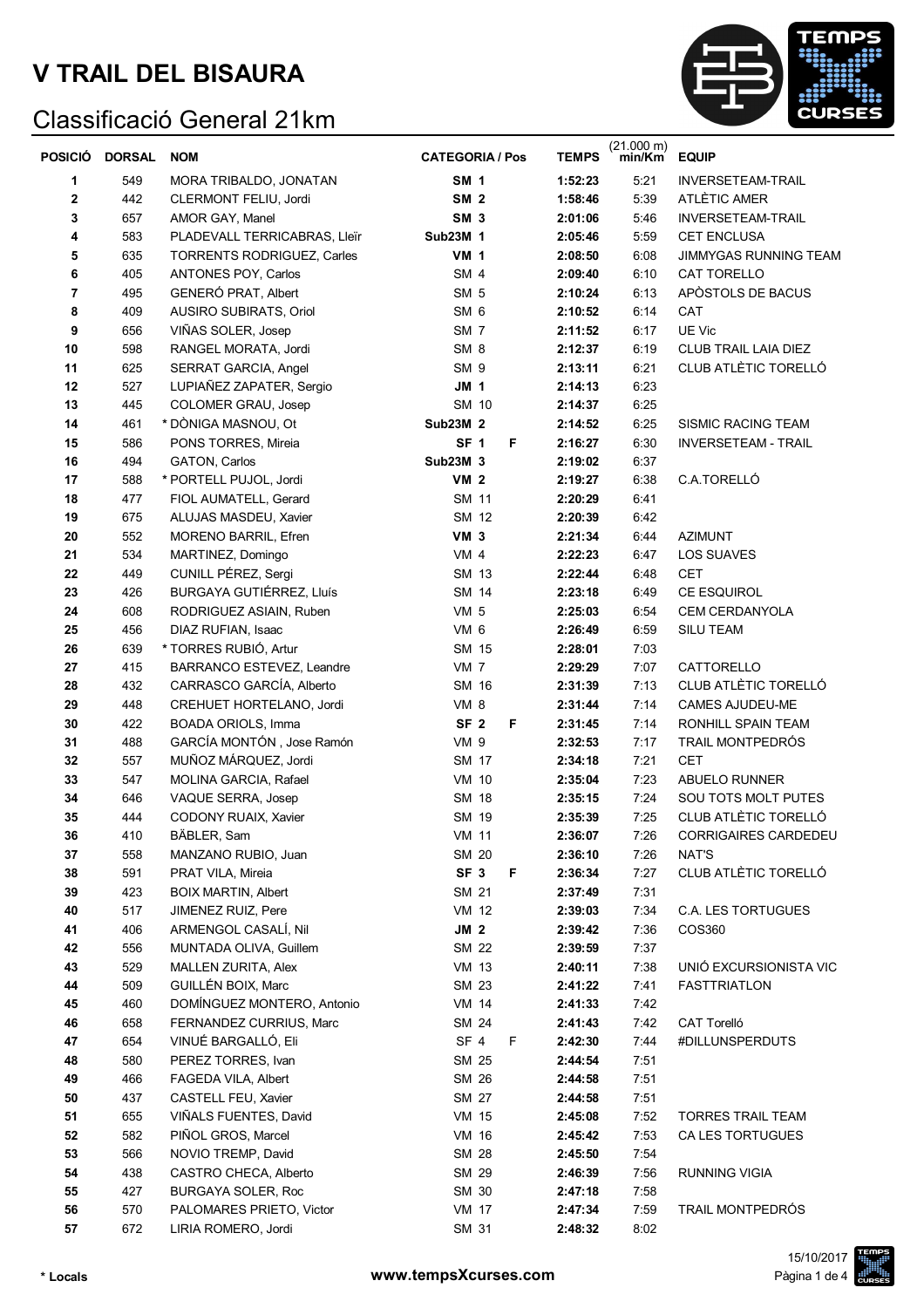# V TRAIL DEL BISAURA

## Classificació General 21km

| POSICIÓ | DORSAL | NOM | CATEGORIA / Pos | | TEMPS | (21.000 m) min/Km | EQUIP |
|---|---|---|---|---|---|---|---|
| 1 | 549 | MORA TRIBALDO, JONATAN | SM 1 | | 1:52:23 | 5:21 | INVERSETEAM-TRAIL |
| 2 | 442 | CLERMONT FELIU, Jordi | SM 2 | | 1:58:46 | 5:39 | ATLÈTIC AMER |
| 3 | 657 | AMOR GAY, Manel | SM 3 | | 2:01:06 | 5:46 | INVERSETEAM-TRAIL |
| 4 | 583 | PLADEVALL TERRICABRAS, Lleïr | Sub23M 1 | | 2:05:46 | 5:59 | CET ENCLUSA |
| 5 | 635 | TORRENTS RODRIGUEZ, Carles | VM 1 | | 2:08:50 | 6:08 | JIMMYGAS RUNNING TEAM |
| 6 | 405 | ANTONES POY, Carlos | SM 4 | | 2:09:40 | 6:10 | CAT TORELLO |
| 7 | 495 | GENERÓ PRAT, Albert | SM 5 | | 2:10:24 | 6:13 | APÒSTOLS DE BACUS |
| 8 | 409 | AUSIRO SUBIRATS, Oriol | SM 6 | | 2:10:52 | 6:14 | CAT |
| 9 | 656 | VIÑAS SOLER, Josep | SM 7 | | 2:11:52 | 6:17 | UE Vic |
| 10 | 598 | RANGEL MORATA, Jordi | SM 8 | | 2:12:37 | 6:19 | CLUB TRAIL LAIA DIEZ |
| 11 | 625 | SERRAT GARCIA, Angel | SM 9 | | 2:13:11 | 6:21 | CLUB ATLÈTIC TORELLÓ |
| 12 | 527 | LUPIAÑEZ ZAPATER, Sergio | JM 1 | | 2:14:13 | 6:23 | |
| 13 | 445 | COLOMER GRAU, Josep | SM 10 | | 2:14:37 | 6:25 | |
| 14 | 461 | * DÒNIGA MASNOU, Ot | Sub23M 2 | | 2:14:52 | 6:25 | SISMIC RACING TEAM |
| 15 | 586 | PONS TORRES, Mireia | SF 1 | F | 2:16:27 | 6:30 | INVERSETEAM - TRAIL |
| 16 | 494 | GATON, Carlos | Sub23M 3 | | 2:19:02 | 6:37 | |
| 17 | 588 | * PORTELL PUJOL, Jordi | VM 2 | | 2:19:27 | 6:38 | C.A.TORELLÓ |
| 18 | 477 | FIOL AUMATELL, Gerard | SM 11 | | 2:20:29 | 6:41 | |
| 19 | 675 | ALUJAS MASDEU, Xavier | SM 12 | | 2:20:39 | 6:42 | |
| 20 | 552 | MORENO BARRIL, Efren | VM 3 | | 2:21:34 | 6:44 | AZIMUNT |
| 21 | 534 | MARTINEZ, Domingo | VM 4 | | 2:22:23 | 6:47 | LOS SUAVES |
| 22 | 449 | CUNILL PÉREZ, Sergi | SM 13 | | 2:22:44 | 6:48 | CET |
| 23 | 426 | BURGAYA GUTIÉRREZ, Lluís | SM 14 | | 2:23:18 | 6:49 | CE ESQUIROL |
| 24 | 608 | RODRIGUEZ ASIAIN, Ruben | VM 5 | | 2:25:03 | 6:54 | CEM CERDANYOLA |
| 25 | 456 | DIAZ RUFIAN, Isaac | VM 6 | | 2:26:49 | 6:59 | SILU TEAM |
| 26 | 639 | * TORRES RUBIÓ, Artur | SM 15 | | 2:28:01 | 7:03 | |
| 27 | 415 | BARRANCO ESTEVEZ, Leandre | VM 7 | | 2:29:29 | 7:07 | CATTORELLO |
| 28 | 432 | CARRASCO GARCÍA, Alberto | SM 16 | | 2:31:39 | 7:13 | CLUB ATLÈTIC TORELLÓ |
| 29 | 448 | CREHUET HORTELANO, Jordi | VM 8 | | 2:31:44 | 7:14 | CAMES AJUDEU-ME |
| 30 | 422 | BOADA ORIOLS, Imma | SF 2 | F | 2:31:45 | 7:14 | RONHILL SPAIN TEAM |
| 31 | 488 | GARCÍA MONTÓN , Jose Ramón | VM 9 | | 2:32:53 | 7:17 | TRAIL MONTPEDRÓS |
| 32 | 557 | MUÑOZ MÁRQUEZ, Jordi | SM 17 | | 2:34:18 | 7:21 | CET |
| 33 | 547 | MOLINA GARCIA, Rafael | VM 10 | | 2:35:04 | 7:23 | ABUELO RUNNER |
| 34 | 646 | VAQUE SERRA, Josep | SM 18 | | 2:35:15 | 7:24 | SOU TOTS MOLT PUTES |
| 35 | 444 | CODONY RUAIX, Xavier | SM 19 | | 2:35:39 | 7:25 | CLUB ATLÈTIC TORELLÓ |
| 36 | 410 | BÄBLER, Sam | VM 11 | | 2:36:07 | 7:26 | CORRIGAIRES CARDEDEU |
| 37 | 558 | MANZANO RUBIO, Juan | SM 20 | | 2:36:10 | 7:26 | NAT'S |
| 38 | 591 | PRAT VILA, Mireia | SF 3 | F | 2:36:34 | 7:27 | CLUB ATLÈTIC TORELLÓ |
| 39 | 423 | BOIX MARTIN, Albert | SM 21 | | 2:37:49 | 7:31 | |
| 40 | 517 | JIMENEZ RUIZ, Pere | VM 12 | | 2:39:03 | 7:34 | C.A. LES TORTUGUES |
| 41 | 406 | ARMENGOL CASALÍ, Nil | JM 2 | | 2:39:42 | 7:36 | COS360 |
| 42 | 556 | MUNTADA OLIVA, Guillem | SM 22 | | 2:39:59 | 7:37 | |
| 43 | 529 | MALLEN ZURITA, Alex | VM 13 | | 2:40:11 | 7:38 | UNIÓ EXCURSIONISTA VIC |
| 44 | 509 | GUILLÉN BOIX, Marc | SM 23 | | 2:41:22 | 7:41 | FASTTRIATLON |
| 45 | 460 | DOMÍNGUEZ MONTERO, Antonio | VM 14 | | 2:41:33 | 7:42 | |
| 46 | 658 | FERNANDEZ CURRIUS, Marc | SM 24 | | 2:41:43 | 7:42 | CAT Torelló |
| 47 | 654 | VINUÉ BARGALLÓ, Eli | SF 4 | F | 2:42:30 | 7:44 | #DILLUNSPERDUTS |
| 48 | 580 | PEREZ TORRES, Ivan | SM 25 | | 2:44:54 | 7:51 | |
| 49 | 466 | FAGEDA VILA, Albert | SM 26 | | 2:44:58 | 7:51 | |
| 50 | 437 | CASTELL FEU, Xavier | SM 27 | | 2:44:58 | 7:51 | |
| 51 | 655 | VIÑALS FUENTES, David | VM 15 | | 2:45:08 | 7:52 | TORRES TRAIL TEAM |
| 52 | 582 | PIÑOL GROS, Marcel | VM 16 | | 2:45:42 | 7:53 | CA LES TORTUGUES |
| 53 | 566 | NOVIO TREMP, David | SM 28 | | 2:45:50 | 7:54 | |
| 54 | 438 | CASTRO CHECA, Alberto | SM 29 | | 2:46:39 | 7:56 | RUNNING VIGIA |
| 55 | 427 | BURGAYA SOLER, Roc | SM 30 | | 2:47:18 | 7:58 | |
| 56 | 570 | PALOMARES PRIETO, Victor | VM 17 | | 2:47:34 | 7:59 | TRAIL MONTPEDRÓS |
| 57 | 672 | LIRIA ROMERO, Jordi | SM 31 | | 2:48:32 | 8:02 | |

\* Locals

www.tempsXcurses.com

15/10/2017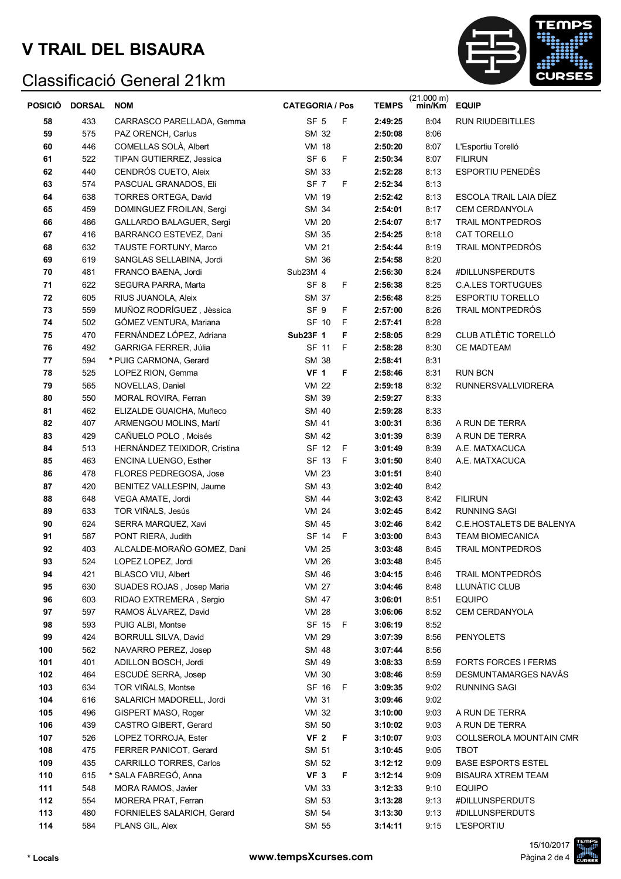# V TRAIL DEL BISAURA

## Classificació General 21km

| POSICIÓ | DORSAL | NOM | CATEGORIA / Pos | | TEMPS | (21.000 m) min/Km | EQUIP |
|---|---|---|---|---|---|---|---|
| 58 | 433 | CARRASCO PARELLADA, Gemma | SF 5 | F | 2:49:25 | 8:04 | RUN RIUDEBITLLES |
| 59 | 575 | PAZ ORENCH, Carlus | SM 32 | | 2:50:08 | 8:06 | |
| 60 | 446 | COMELLAS SOLÀ, Albert | VM 18 | | 2:50:20 | 8:07 | L'Esportiu Torelló |
| 61 | 522 | TIPAN GUTIERREZ, Jessica | SF 6 | F | 2:50:34 | 8:07 | FILIRUN |
| 62 | 440 | CENDRÓS CUETO, Aleix | SM 33 | | 2:52:28 | 8:13 | ESPORTIU PENEDÈS |
| 63 | 574 | PASCUAL GRANADOS, Eli | SF 7 | F | 2:52:34 | 8:13 | |
| 64 | 638 | TORRES ORTEGA, David | VM 19 | | 2:52:42 | 8:13 | ESCOLA TRAIL LAIA DÍEZ |
| 65 | 459 | DOMINGUEZ FROILAN, Sergi | SM 34 | | 2:54:01 | 8:17 | CEM CERDANYOLA |
| 66 | 486 | GALLARDO BALAGUER, Sergi | VM 20 | | 2:54:07 | 8:17 | TRAIL MONTPEDROS |
| 67 | 416 | BARRANCO ESTEVEZ, Dani | SM 35 | | 2:54:25 | 8:18 | CAT TORELLO |
| 68 | 632 | TAUSTE FORTUNY, Marco | VM 21 | | 2:54:44 | 8:19 | TRAIL MONTPEDRÓS |
| 69 | 619 | SANGLAS SELLABINA, Jordi | SM 36 | | 2:54:58 | 8:20 | |
| 70 | 481 | FRANCO BAENA, Jordi | Sub23M 4 | | 2:56:30 | 8:24 | #DILLUNSPERDUTS |
| 71 | 622 | SEGURA PARRA, Marta | SF 8 | F | 2:56:38 | 8:25 | C.A.LES TORTUGUES |
| 72 | 605 | RIUS JUANOLA, Aleix | SM 37 | | 2:56:48 | 8:25 | ESPORTIU TORELLO |
| 73 | 559 | MUÑOZ RODRÍGUEZ , Jèssica | SF 9 | F | 2:57:00 | 8:26 | TRAIL MONTPEDRÓS |
| 74 | 502 | GÓMEZ VENTURA, Mariana | SF 10 | F | 2:57:41 | 8:28 | |
| 75 | 470 | FERNÁNDEZ LÓPEZ, Adriana | **Sub23F 1** | **F** | 2:58:05 | 8:29 | CLUB ATLÈTIC TORELLÓ |
| 76 | 492 | GARRIGA FERRER, Júlia | SF 11 | F | 2:58:28 | 8:30 | CE MADTEAM |
| 77 | 594 | * PUIG CARMONA, Gerard | SM 38 | | 2:58:41 | 8:31 | |
| 78 | 525 | LOPEZ RION, Gemma | **VF 1** | **F** | 2:58:46 | 8:31 | RUN BCN |
| 79 | 565 | NOVELLAS, Daniel | VM 22 | | 2:59:18 | 8:32 | RUNNERSVALLVIDRERA |
| 80 | 550 | MORAL ROVIRA, Ferran | SM 39 | | 2:59:27 | 8:33 | |
| 81 | 462 | ELIZALDE GUAICHA, Muñeco | SM 40 | | 2:59:28 | 8:33 | |
| 82 | 407 | ARMENGOU MOLINS, Martí | SM 41 | | 3:00:31 | 8:36 | A RUN DE TERRA |
| 83 | 429 | CAÑUELO POLO , Moisés | SM 42 | | 3:01:39 | 8:39 | A RUN DE TERRA |
| 84 | 513 | HERNÁNDEZ TEIXIDOR, Cristina | SF 12 | F | 3:01:49 | 8:39 | A.E. MATXACUCA |
| 85 | 463 | ENCINA LUENGO, Esther | SF 13 | F | 3:01:50 | 8:40 | A.E. MATXACUCA |
| 86 | 478 | FLORES PEDREGOSA, Jose | VM 23 | | 3:01:51 | 8:40 | |
| 87 | 420 | BENITEZ VALLESPIN, Jaume | SM 43 | | 3:02:40 | 8:42 | |
| 88 | 648 | VEGA AMATE, Jordi | SM 44 | | 3:02:43 | 8:42 | FILIRUN |
| 89 | 633 | TOR VIÑALS, Jesús | VM 24 | | 3:02:45 | 8:42 | RUNNING SAGI |
| 90 | 624 | SERRA MARQUEZ, Xavi | SM 45 | | 3:02:46 | 8:42 | C.E.HOSTALETS DE BALENYA |
| 91 | 587 | PONT RIERA, Judith | SF 14 | F | 3:03:00 | 8:43 | TEAM BIOMECANICA |
| 92 | 403 | ALCALDE-MORAÑO GOMEZ, Dani | VM 25 | | 3:03:48 | 8:45 | TRAIL MONTPEDROS |
| 93 | 524 | LOPEZ LOPEZ, Jordi | VM 26 | | 3:03:48 | 8:45 | |
| 94 | 421 | BLASCO VIU, Albert | SM 46 | | 3:04:15 | 8:46 | TRAIL MONTPEDRÓS |
| 95 | 630 | SUADES ROJAS , Josep Maria | VM 27 | | 3:04:46 | 8:48 | LLUNÀTIC CLUB |
| 96 | 603 | RIDAO EXTREMERA , Sergio | SM 47 | | 3:06:01 | 8:51 | EQUIPO |
| 97 | 597 | RAMOS ÁLVAREZ, David | VM 28 | | 3:06:06 | 8:52 | CEM CERDANYOLA |
| 98 | 593 | PUIG ALBI, Montse | SF 15 | F | 3:06:19 | 8:52 | |
| 99 | 424 | BORRULL SILVA, David | VM 29 | | 3:07:39 | 8:56 | PENYOLETS |
| 100 | 562 | NAVARRO PEREZ, Josep | SM 48 | | 3:07:44 | 8:56 | |
| 101 | 401 | ADILLON BOSCH, Jordi | SM 49 | | 3:08:33 | 8:59 | FORTS FORCES I FERMS |
| 102 | 464 | ESCUDÉ SERRA, Josep | VM 30 | | 3:08:46 | 8:59 | DESMUNTAMARGES NAVÀS |
| 103 | 634 | TOR VIÑALS, Montse | SF 16 | F | 3:09:35 | 9:02 | RUNNING SAGI |
| 104 | 616 | SALARICH MADORELL, Jordi | VM 31 | | 3:09:46 | 9:02 | |
| 105 | 496 | GISPERT MASO, Roger | VM 32 | | 3:10:00 | 9:03 | A RUN DE TERRA |
| 106 | 439 | CASTRO GIBERT, Gerard | SM 50 | | 3:10:02 | 9:03 | A RUN DE TERRA |
| 107 | 526 | LOPEZ TORROJA, Ester | **VF 2** | **F** | 3:10:07 | 9:03 | COLLSEROLA MOUNTAIN CMR |
| 108 | 475 | FERRER PANICOT, Gerard | SM 51 | | 3:10:45 | 9:05 | TBOT |
| 109 | 435 | CARRILLO TORRES, Carlos | SM 52 | | 3:12:12 | 9:09 | BASE ESPORTS ESTEL |
| 110 | 615 | * SALA FABREGÓ, Anna | **VF 3** | **F** | 3:12:14 | 9:09 | BISAURA XTREM TEAM |
| 111 | 548 | MORA RAMOS, Javier | VM 33 | | 3:12:33 | 9:10 | EQUIPO |
| 112 | 554 | MORERA PRAT, Ferran | SM 53 | | 3:13:28 | 9:13 | #DILLUNSPERDUTS |
| 113 | 480 | FORNIELES SALARICH, Gerard | SM 54 | | 3:13:30 | 9:13 | #DILLUNSPERDUTS |
| 114 | 584 | PLANS GIL, Alex | SM 55 | | 3:14:11 | 9:15 | L'ESPORTIU |

\* Locals

www.tempsXcurses.com

15/10/2017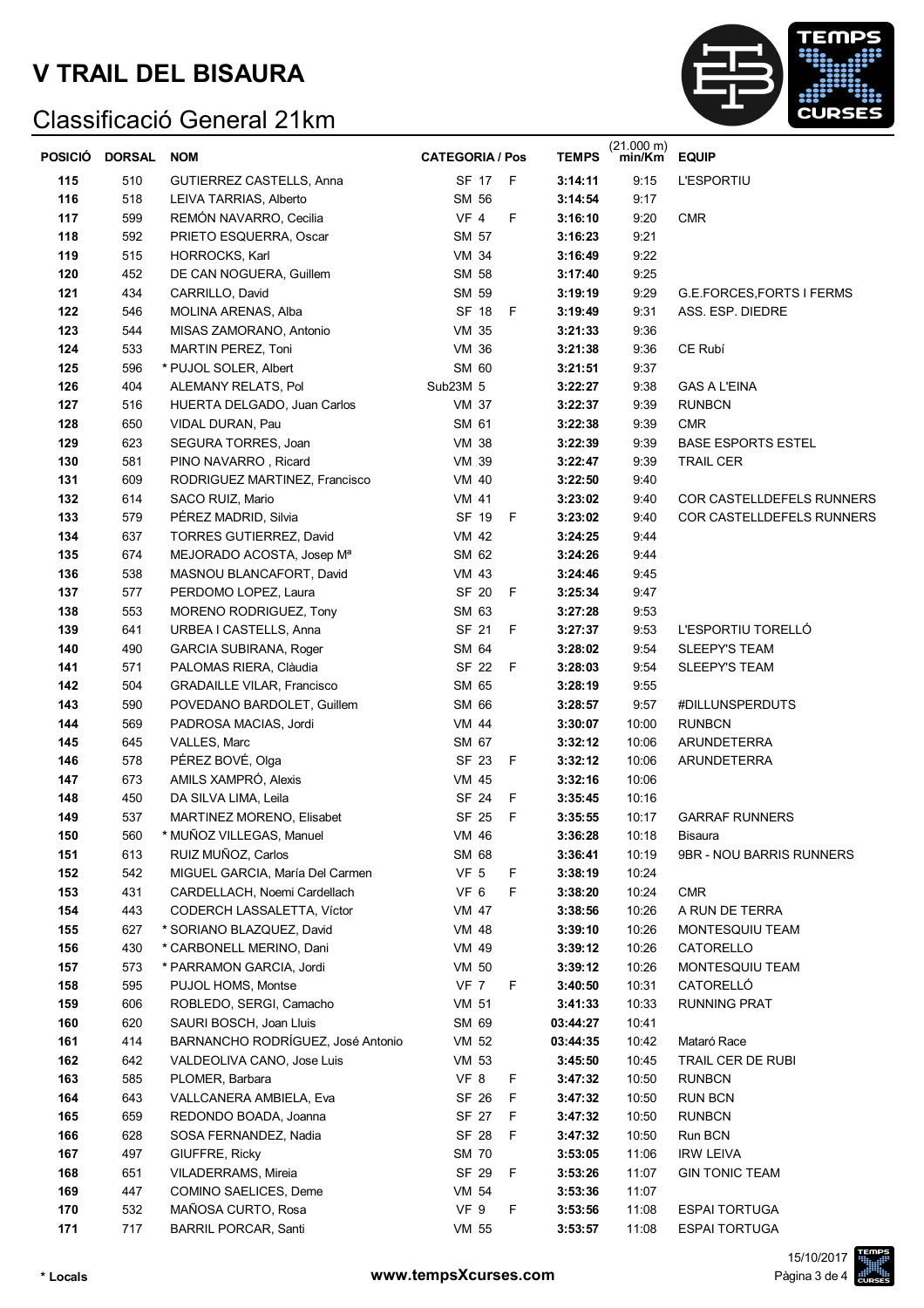# V TRAIL DEL BISAURA

## Classificació General 21km

| POSICIÓ | DORSAL | NOM | CATEGORIA / Pos | | TEMPS | (21.000 m) min/Km | EQUIP |
|---|---|---|---|---|---|---|---|
| 115 | 510 | GUTIERREZ CASTELLS, Anna | SF 17 | F | 3:14:11 | 9:15 | L'ESPORTIU |
| 116 | 518 | LEIVA TARRIAS, Alberto | SM 56 | | 3:14:54 | 9:17 | |
| 117 | 599 | REMÓN NAVARRO, Cecilia | VF 4 | F | 3:16:10 | 9:20 | CMR |
| 118 | 592 | PRIETO ESQUERRA, Oscar | SM 57 | | 3:16:23 | 9:21 | |
| 119 | 515 | HORROCKS, Karl | VM 34 | | 3:16:49 | 9:22 | |
| 120 | 452 | DE CAN NOGUERA, Guillem | SM 58 | | 3:17:40 | 9:25 | |
| 121 | 434 | CARRILLO, David | SM 59 | | 3:19:19 | 9:29 | G.E.FORCES,FORTS I FERMS |
| 122 | 546 | MOLINA ARENAS, Alba | SF 18 | F | 3:19:49 | 9:31 | ASS. ESP. DIEDRE |
| 123 | 544 | MISAS ZAMORANO, Antonio | VM 35 | | 3:21:33 | 9:36 | |
| 124 | 533 | MARTIN PEREZ, Toni | VM 36 | | 3:21:38 | 9:36 | CE Rubí |
| 125 | 596 | * PUJOL SOLER, Albert | SM 60 | | 3:21:51 | 9:37 | |
| 126 | 404 | ALEMANY RELATS, Pol | Sub23M 5 | | 3:22:27 | 9:38 | GAS A L'EINA |
| 127 | 516 | HUERTA DELGADO, Juan Carlos | VM 37 | | 3:22:37 | 9:39 | RUNBCN |
| 128 | 650 | VIDAL DURAN, Pau | SM 61 | | 3:22:38 | 9:39 | CMR |
| 129 | 623 | SEGURA TORRES, Joan | VM 38 | | 3:22:39 | 9:39 | BASE ESPORTS ESTEL |
| 130 | 581 | PINO NAVARRO , Ricard | VM 39 | | 3:22:47 | 9:39 | TRAIL CER |
| 131 | 609 | RODRIGUEZ MARTINEZ, Francisco | VM 40 | | 3:22:50 | 9:40 | |
| 132 | 614 | SACO RUIZ, Mario | VM 41 | | 3:23:02 | 9:40 | COR CASTELLDEFELS RUNNERS |
| 133 | 579 | PÉREZ MADRID, Silvia | SF 19 | F | 3:23:02 | 9:40 | COR CASTELLDEFELS RUNNERS |
| 134 | 637 | TORRES GUTIERREZ, David | VM 42 | | 3:24:25 | 9:44 | |
| 135 | 674 | MEJORADO ACOSTA, Josep Mª | SM 62 | | 3:24:26 | 9:44 | |
| 136 | 538 | MASNOU BLANCAFORT, David | VM 43 | | 3:24:46 | 9:45 | |
| 137 | 577 | PERDOMO LOPEZ, Laura | SF 20 | F | 3:25:34 | 9:47 | |
| 138 | 553 | MORENO RODRIGUEZ, Tony | SM 63 | | 3:27:28 | 9:53 | |
| 139 | 641 | URBEA I CASTELLS, Anna | SF 21 | F | 3:27:37 | 9:53 | L'ESPORTIU TORELLÓ |
| 140 | 490 | GARCIA SUBIRANA, Roger | SM 64 | | 3:28:02 | 9:54 | SLEEPY'S TEAM |
| 141 | 571 | PALOMAS RIERA, Clàudia | SF 22 | F | 3:28:03 | 9:54 | SLEEPY'S TEAM |
| 142 | 504 | GRADAILLE VILAR, Francisco | SM 65 | | 3:28:19 | 9:55 | |
| 143 | 590 | POVEDANO BARDOLET, Guillem | SM 66 | | 3:28:57 | 9:57 | #DILLUNSPERDUTS |
| 144 | 569 | PADROSA MACIAS, Jordi | VM 44 | | 3:30:07 | 10:00 | RUNBCN |
| 145 | 645 | VALLES, Marc | SM 67 | | 3:32:12 | 10:06 | ARUNDETERRA |
| 146 | 578 | PÉREZ BOVÉ, Olga | SF 23 | F | 3:32:12 | 10:06 | ARUNDETERRA |
| 147 | 673 | AMILS XAMPRÓ, Alexis | VM 45 | | 3:32:16 | 10:06 | |
| 148 | 450 | DA SILVA LIMA, Leila | SF 24 | F | 3:35:45 | 10:16 | |
| 149 | 537 | MARTINEZ MORENO, Elisabet | SF 25 | F | 3:35:55 | 10:17 | GARRAF RUNNERS |
| 150 | 560 | * MUÑOZ VILLEGAS, Manuel | VM 46 | | 3:36:28 | 10:18 | Bisaura |
| 151 | 613 | RUIZ MUÑOZ, Carlos | SM 68 | | 3:36:41 | 10:19 | 9BR - NOU BARRIS RUNNERS |
| 152 | 542 | MIGUEL GARCIA, María Del Carmen | VF 5 | F | 3:38:19 | 10:24 | |
| 153 | 431 | CARDELLACH, Noemi Cardellach | VF 6 | F | 3:38:20 | 10:24 | CMR |
| 154 | 443 | CODERCH LASSALETTA, Víctor | VM 47 | | 3:38:56 | 10:26 | A RUN DE TERRA |
| 155 | 627 | * SORIANO BLAZQUEZ, David | VM 48 | | 3:39:10 | 10:26 | MONTESQUIU TEAM |
| 156 | 430 | * CARBONELL MERINO, Dani | VM 49 | | 3:39:12 | 10:26 | CATORELLO |
| 157 | 573 | * PARRAMON GARCIA, Jordi | VM 50 | | 3:39:12 | 10:26 | MONTESQUIU TEAM |
| 158 | 595 | PUJOL HOMS, Montse | VF 7 | F | 3:40:50 | 10:31 | CATORELLÓ |
| 159 | 606 | ROBLEDO, SERGI, Camacho | VM 51 | | 3:41:33 | 10:33 | RUNNING PRAT |
| 160 | 620 | SAURI BOSCH, Joan Lluis | SM 69 | | 03:44:27 | 10:41 | |
| 161 | 414 | BARNANCHO RODRÍGUEZ, José Antonio | VM 52 | | 03:44:35 | 10:42 | Mataró Race |
| 162 | 642 | VALDEOLIVA CANO, Jose Luis | VM 53 | | 3:45:50 | 10:45 | TRAIL CER DE RUBI |
| 163 | 585 | PLOMER, Barbara | VF 8 | F | 3:47:32 | 10:50 | RUNBCN |
| 164 | 643 | VALLCANERA AMBIELA, Eva | SF 26 | F | 3:47:32 | 10:50 | RUN BCN |
| 165 | 659 | REDONDO BOADA, Joanna | SF 27 | F | 3:47:32 | 10:50 | RUNBCN |
| 166 | 628 | SOSA FERNANDEZ, Nadia | SF 28 | F | 3:47:32 | 10:50 | Run BCN |
| 167 | 497 | GIUFFRE, Ricky | SM 70 | | 3:53:05 | 11:06 | IRW LEIVA |
| 168 | 651 | VILADERRAMS, Mireia | SF 29 | F | 3:53:26 | 11:07 | GIN TONIC TEAM |
| 169 | 447 | COMINO SAELICES, Deme | VM 54 | | 3:53:36 | 11:07 | |
| 170 | 532 | MAÑOSA CURTO, Rosa | VF 9 | F | 3:53:56 | 11:08 | ESPAI TORTUGA |
| 171 | 717 | BARRIL PORCAR, Santi | VM 55 | | 3:53:57 | 11:08 | ESPAI TORTUGA |

\* Locals

www.tempsXcurses.com

15/10/2017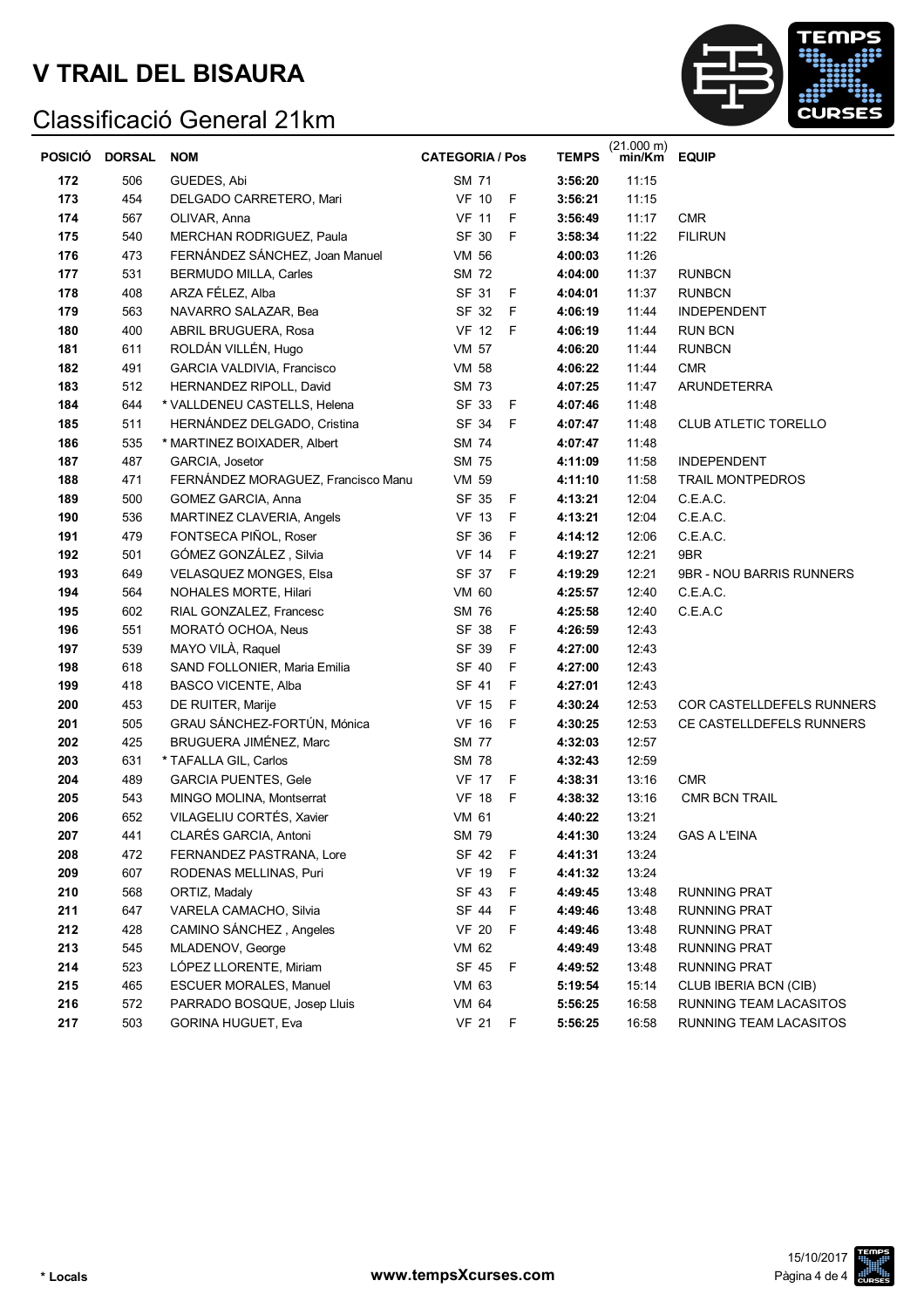# V TRAIL DEL BISAURA

## Classificació General 21km

| POSICIÓ | DORSAL | NOM | CATEGORIA / Pos | | TEMPS | (21.000 m) min/Km | EQUIP |
|---|---|---|---|---|---|---|---|
| 172 | 506 | GUEDES, Abi | SM 71 | | 3:56:20 | 11:15 | |
| 173 | 454 | DELGADO CARRETERO, Mari | VF 10 | F | 3:56:21 | 11:15 | |
| 174 | 567 | OLIVAR, Anna | VF 11 | F | 3:56:49 | 11:17 | CMR |
| 175 | 540 | MERCHAN RODRIGUEZ, Paula | SF 30 | F | 3:58:34 | 11:22 | FILIRUN |
| 176 | 473 | FERNÁNDEZ SÁNCHEZ, Joan Manuel | VM 56 | | 4:00:03 | 11:26 | |
| 177 | 531 | BERMUDO MILLA, Carles | SM 72 | | 4:04:00 | 11:37 | RUNBCN |
| 178 | 408 | ARZA FÉLEZ, Alba | SF 31 | F | 4:04:01 | 11:37 | RUNBCN |
| 179 | 563 | NAVARRO SALAZAR, Bea | SF 32 | F | 4:06:19 | 11:44 | INDEPENDENT |
| 180 | 400 | ABRIL BRUGUERA, Rosa | VF 12 | F | 4:06:19 | 11:44 | RUN BCN |
| 181 | 611 | ROLDÁN VILLÉN, Hugo | VM 57 | | 4:06:20 | 11:44 | RUNBCN |
| 182 | 491 | GARCIA VALDIVIA, Francisco | VM 58 | | 4:06:22 | 11:44 | CMR |
| 183 | 512 | HERNANDEZ RIPOLL, David | SM 73 | | 4:07:25 | 11:47 | ARUNDETERRA |
| 184 | 644 | * VALLDENEU CASTELLS, Helena | SF 33 | F | 4:07:46 | 11:48 | |
| 185 | 511 | HERNÁNDEZ DELGADO, Cristina | SF 34 | F | 4:07:47 | 11:48 | CLUB ATLETIC TORELLO |
| 186 | 535 | * MARTINEZ BOIXADER, Albert | SM 74 | | 4:07:47 | 11:48 | |
| 187 | 487 | GARCIA, Josetor | SM 75 | | 4:11:09 | 11:58 | INDEPENDENT |
| 188 | 471 | FERNÁNDEZ MORAGUEZ, Francisco Manu | VM 59 | | 4:11:10 | 11:58 | TRAIL MONTPEDROS |
| 189 | 500 | GOMEZ GARCIA, Anna | SF 35 | F | 4:13:21 | 12:04 | C.E.A.C. |
| 190 | 536 | MARTINEZ CLAVERIA, Angels | VF 13 | F | 4:13:21 | 12:04 | C.E.A.C. |
| 191 | 479 | FONTSECA PIÑOL, Roser | SF 36 | F | 4:14:12 | 12:06 | C.E.A.C. |
| 192 | 501 | GÓMEZ GONZÁLEZ , Silvia | VF 14 | F | 4:19:27 | 12:21 | 9BR |
| 193 | 649 | VELASQUEZ MONGES, Elsa | SF 37 | F | 4:19:29 | 12:21 | 9BR - NOU BARRIS RUNNERS |
| 194 | 564 | NOHALES MORTE, Hilari | VM 60 | | 4:25:57 | 12:40 | C.E.A.C. |
| 195 | 602 | RIAL GONZALEZ, Francesc | SM 76 | | 4:25:58 | 12:40 | C.E.A.C |
| 196 | 551 | MORATÓ OCHOA, Neus | SF 38 | F | 4:26:59 | 12:43 | |
| 197 | 539 | MAYO VILÀ, Raquel | SF 39 | F | 4:27:00 | 12:43 | |
| 198 | 618 | SAND FOLLONIER, Maria Emilia | SF 40 | F | 4:27:00 | 12:43 | |
| 199 | 418 | BASCO VICENTE, Alba | SF 41 | F | 4:27:01 | 12:43 | |
| 200 | 453 | DE RUITER, Marije | VF 15 | F | 4:30:24 | 12:53 | COR CASTELLDEFELS RUNNERS |
| 201 | 505 | GRAU SÁNCHEZ-FORTÚN, Mónica | VF 16 | F | 4:30:25 | 12:53 | CE CASTELLDEFELS RUNNERS |
| 202 | 425 | BRUGUERA JIMÉNEZ, Marc | SM 77 | | 4:32:03 | 12:57 | |
| 203 | 631 | * TAFALLA GIL, Carlos | SM 78 | | 4:32:43 | 12:59 | |
| 204 | 489 | GARCIA PUENTES, Gele | VF 17 | F | 4:38:31 | 13:16 | CMR |
| 205 | 543 | MINGO MOLINA, Montserrat | VF 18 | F | 4:38:32 | 13:16 | CMR BCN TRAIL |
| 206 | 652 | VILAGELIU CORTÉS, Xavier | VM 61 | | 4:40:22 | 13:21 | |
| 207 | 441 | CLARÉS GARCIA, Antoni | SM 79 | | 4:41:30 | 13:24 | GAS A L'EINA |
| 208 | 472 | FERNANDEZ PASTRANA, Lore | SF 42 | F | 4:41:31 | 13:24 | |
| 209 | 607 | RODENAS MELLINAS, Puri | VF 19 | F | 4:41:32 | 13:24 | |
| 210 | 568 | ORTIZ, Madaly | SF 43 | F | 4:49:45 | 13:48 | RUNNING PRAT |
| 211 | 647 | VARELA CAMACHO, Silvia | SF 44 | F | 4:49:46 | 13:48 | RUNNING PRAT |
| 212 | 428 | CAMINO SÁNCHEZ , Angeles | VF 20 | F | 4:49:46 | 13:48 | RUNNING PRAT |
| 213 | 545 | MLADENOV, George | VM 62 | | 4:49:49 | 13:48 | RUNNING PRAT |
| 214 | 523 | LÓPEZ LLORENTE, Miriam | SF 45 | F | 4:49:52 | 13:48 | RUNNING PRAT |
| 215 | 465 | ESCUER MORALES, Manuel | VM 63 | | 5:19:54 | 15:14 | CLUB IBERIA BCN (CIB) |
| 216 | 572 | PARRADO BOSQUE, Josep Lluis | VM 64 | | 5:56:25 | 16:58 | RUNNING TEAM LACASITOS |
| 217 | 503 | GORINA HUGUET, Eva | VF 21 | F | 5:56:25 | 16:58 | RUNNING TEAM LACASITOS |

* Locals

www.tempsXcurses.com

15/10/2017